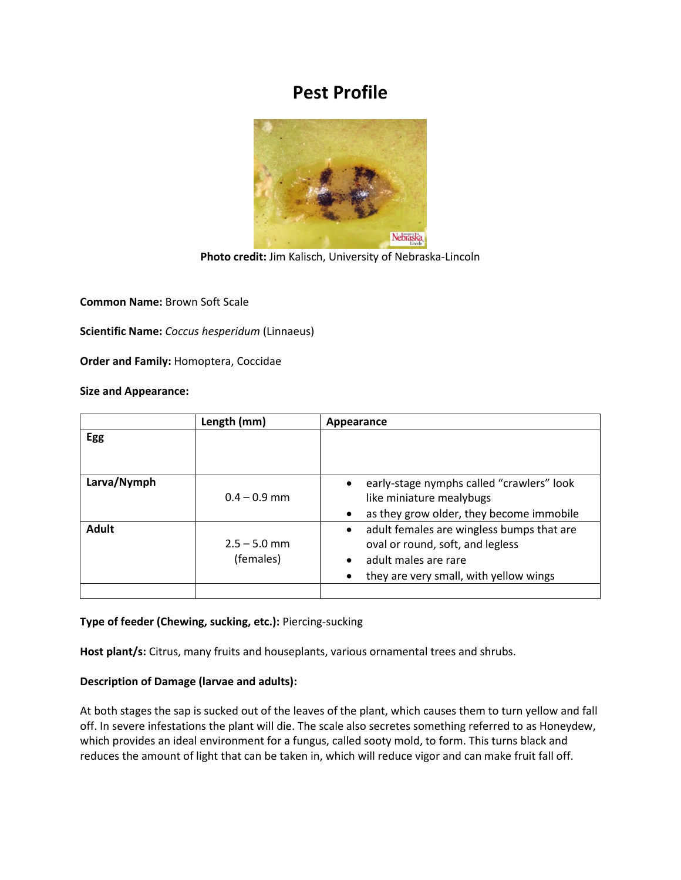# Pest Profile

**Photo credit:** Jim Kalisch, University of Nebraska-Lincoln

**Common Name:** Brown Soft Scale

**Scientific Name:** *Coccus hesperidum* (Linnaeus)

**Order and Family:** Homoptera, Coccidae

**Size and Appearance:**

| | Length (mm) | Appearance |
|---|---|---|
| **Egg** | | |
| **Larva/Nymph** | 0.4 – 0.9 mm | • early-stage nymphs called "crawlers" look like miniature mealybugs<br>• as they grow older, they become immobile |
| **Adult** | 2.5 – 5.0 mm (females) | • adult females are wingless bumps that are oval or round, soft, and legless<br>• adult males are rare<br>• they are very small, with yellow wings |
| | | |

**Type of feeder (Chewing, sucking, etc.):** Piercing-sucking

**Host plant/s:** Citrus, many fruits and houseplants, various ornamental trees and shrubs.

**Description of Damage (larvae and adults):**

At both stages the sap is sucked out of the leaves of the plant, which causes them to turn yellow and fall off. In severe infestations the plant will die. The scale also secretes something referred to as Honeydew, which provides an ideal environment for a fungus, called sooty mold, to form. This turns black and reduces the amount of light that can be taken in, which will reduce vigor and can make fruit fall off.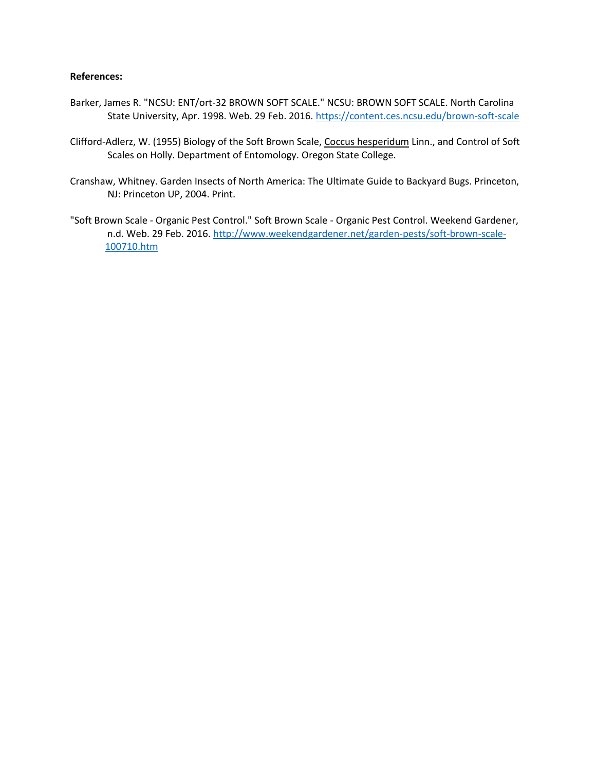**References:**

Barker, James R. "NCSU: ENT/ort-32 BROWN SOFT SCALE." NCSU: BROWN SOFT SCALE. North Carolina State University, Apr. 1998. Web. 29 Feb. 2016. https://content.ces.ncsu.edu/brown-soft-scale

Clifford-Adlerz, W. (1955) Biology of the Soft Brown Scale, Coccus hesperidum Linn., and Control of Soft Scales on Holly. Department of Entomology. Oregon State College.

Cranshaw, Whitney. Garden Insects of North America: The Ultimate Guide to Backyard Bugs. Princeton, NJ: Princeton UP, 2004. Print.

"Soft Brown Scale - Organic Pest Control." Soft Brown Scale - Organic Pest Control. Weekend Gardener, n.d. Web. 29 Feb. 2016. http://www.weekendgardener.net/garden-pests/soft-brown-scale-100710.htm